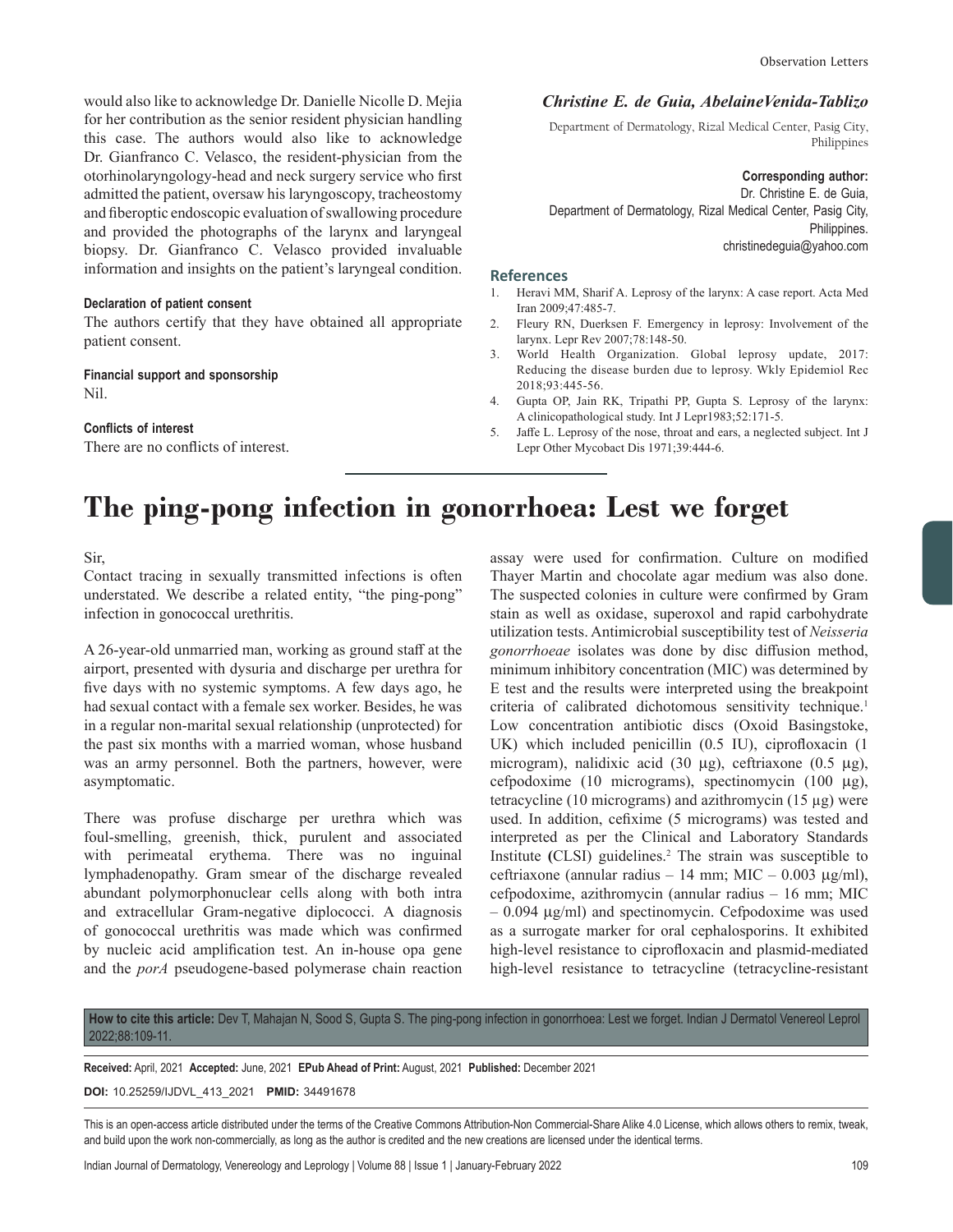would also like to acknowledge Dr. Danielle Nicolle D. Mejia for her contribution as the senior resident physician handling this case. The authors would also like to acknowledge Dr. Gianfranco C. Velasco, the resident-physician from the otorhinolaryngology-head and neck surgery service who first admitted the patient, oversaw his laryngoscopy, tracheostomy and fiberoptic endoscopic evaluation of swallowing procedure and provided the photographs of the larynx and laryngeal biopsy. Dr. Gianfranco C. Velasco provided invaluable information and insights on the patient's laryngeal condition.

#### Declaration of patient consent

The authors certify that they have obtained all appropriate patient consent.

#### Financial support and sponsorship

Nil.

#### Conflicts of interest

There are no conflicts of interest.

***Christine E. de Guia, AbelaineVenida-Tablizo***

Department of Dermatology, Rizal Medical Center, Pasig City, Philippines

**Corresponding author:**
Dr. Christine E. de Guia,
Department of Dermatology, Rizal Medical Center, Pasig City, Philippines.
christinedeguia@yahoo.com

## References

1. Heravi MM, Sharif A. Leprosy of the larynx: A case report. Acta Med Iran 2009;47:485-7.
2. Fleury RN, Duerksen F. Emergency in leprosy: Involvement of the larynx. Lepr Rev 2007;78:148-50.
3. World Health Organization. Global leprosy update, 2017: Reducing the disease burden due to leprosy. Wkly Epidemiol Rec 2018;93:445-56.
4. Gupta OP, Jain RK, Tripathi PP, Gupta S. Leprosy of the larynx: A clinicopathological study. Int J Lepr1983;52:171-5.
5. Jaffe L. Leprosy of the nose, throat and ears, a neglected subject. Int J Lepr Other Mycobact Dis 1971;39:444-6.

# The ping-pong infection in gonorrhoea: Lest we forget

Sir,

Contact tracing in sexually transmitted infections is often understated. We describe a related entity, "the ping-pong" infection in gonococcal urethritis.

A 26-year-old unmarried man, working as ground staff at the airport, presented with dysuria and discharge per urethra for five days with no systemic symptoms. A few days ago, he had sexual contact with a female sex worker. Besides, he was in a regular non-marital sexual relationship (unprotected) for the past six months with a married woman, whose husband was an army personnel. Both the partners, however, were asymptomatic.

There was profuse discharge per urethra which was foul-smelling, greenish, thick, purulent and associated with perimeatal erythema. There was no inguinal lymphadenopathy. Gram smear of the discharge revealed abundant polymorphonuclear cells along with both intra and extracellular Gram-negative diplococci. A diagnosis of gonococcal urethritis was made which was confirmed by nucleic acid amplification test. An in-house opa gene and the *porA* pseudogene-based polymerase chain reaction assay were used for confirmation. Culture on modified Thayer Martin and chocolate agar medium was also done. The suspected colonies in culture were confirmed by Gram stain as well as oxidase, superoxol and rapid carbohydrate utilization tests. Antimicrobial susceptibility test of *Neisseria gonorrhoeae* isolates was done by disc diffusion method, minimum inhibitory concentration (MIC) was determined by E test and the results were interpreted using the breakpoint criteria of calibrated dichotomous sensitivity technique.[1] Low concentration antibiotic discs (Oxoid Basingstoke, UK) which included penicillin (0.5 IU), ciprofloxacin (1 microgram), nalidixic acid (30 µg), ceftriaxone (0.5 µg), cefpodoxime (10 micrograms), spectinomycin (100 µg), tetracycline (10 micrograms) and azithromycin (15 µg) were used. In addition, cefixime (5 micrograms) was tested and interpreted as per the Clinical and Laboratory Standards Institute (CLSI) guidelines.[2] The strain was susceptible to ceftriaxone (annular radius – 14 mm; MIC – 0.003 µg/ml), cefpodoxime, azithromycin (annular radius – 16 mm; MIC – 0.094 µg/ml) and spectinomycin. Cefpodoxime was used as a surrogate marker for oral cephalosporins. It exhibited high-level resistance to ciprofloxacin and plasmid-mediated high-level resistance to tetracycline (tetracycline-resistant

**How to cite this article:** Dev T, Mahajan N, Sood S, Gupta S. The ping-pong infection in gonorrhoea: Lest we forget. Indian J Dermatol Venereol Leprol 2022;88:109-11.

**Received:** April, 2021 **Accepted:** June, 2021 **EPub Ahead of Print:** August, 2021 **Published:** December 2021

**DOI:** 10.25259/IJDVL_413_2021 **PMID:** 34491678

This is an open-access article distributed under the terms of the Creative Commons Attribution-Non Commercial-Share Alike 4.0 License, which allows others to remix, tweak, and build upon the work non-commercially, as long as the author is credited and the new creations are licensed under the identical terms.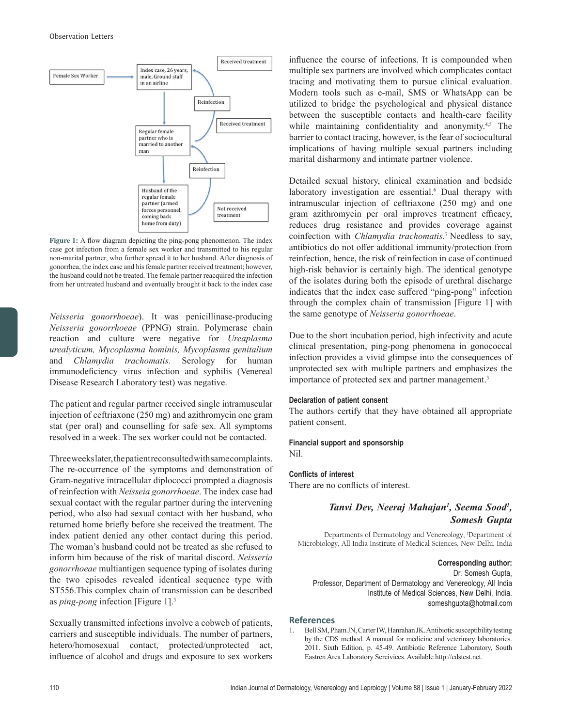Female Sex Worker → Index case, 26 years, male, Ground staff in an airline → Regular female partner who is married to another man → Husband of the regular female partner (armed forces personnel, coming back home from duty)

Received treatment | Reinfection | Received treatment | Reinfection | Not received treatment

**Figure 1:** A flow diagram depicting the ping-pong phenomenon. The index case got infection from a female sex worker and transmitted to his regular non-marital partner, who further spread it to her husband. After diagnosis of gonorrhea, the index case and his female partner received treatment; however, the husband could not be treated. The female partner reacquired the infection from her untreated husband and eventually brought it back to the index case

*Neisseria gonorrhoeae*). It was penicillinase-producing *Neisseria gonorrhoeae* (PPNG) strain. Polymerase chain reaction and culture were negative for *Ureaplasma urealyticum, Mycoplasma hominis, Mycoplasma genitalium* and *Chlamydia trachomatis.* Serology for human immunodeficiency virus infection and syphilis (Venereal Disease Research Laboratory test) was negative.

The patient and regular partner received single intramuscular injection of ceftriaxone (250 mg) and azithromycin one gram stat (per oral) and counselling for safe sex. All symptoms resolved in a week. The sex worker could not be contacted.

Three weeks later, the patient reconsulted with same complaints. The re-occurrence of the symptoms and demonstration of Gram-negative intracellular diplococci prompted a diagnosis of reinfection with *Neisseia gonorrhoeae*. The index case had sexual contact with the regular partner during the intervening period, who also had sexual contact with her husband, who returned home briefly before she received the treatment. The index patient denied any other contact during this period. The woman's husband could not be treated as she refused to inform him because of the risk of marital discord. *Neisseria gonorrhoeae* multiantigen sequence typing of isolates during the two episodes revealed identical sequence type with ST556.This complex chain of transmission can be described as *ping-pong* infection [Figure 1].[3]

Sexually transmitted infections involve a cobweb of patients, carriers and susceptible individuals. The number of partners, hetero/homosexual contact, protected/unprotected act, influence of alcohol and drugs and exposure to sex workers influence the course of infections. It is compounded when multiple sex partners are involved which complicates contact tracing and motivating them to pursue clinical evaluation. Modern tools such as e-mail, SMS or WhatsApp can be utilized to bridge the psychological and physical distance between the susceptible contacts and health-care facility while maintaining confidentiality and anonymity.[4,5] The barrier to contact tracing, however, is the fear of sociocultural implications of having multiple sexual partners including marital disharmony and intimate partner violence.

Detailed sexual history, clinical examination and bedside laboratory investigation are essential.[6] Dual therapy with intramuscular injection of ceftriaxone (250 mg) and one gram azithromycin per oral improves treatment efficacy, reduces drug resistance and provides coverage against coinfection with *Chlamydia trachomatis*.[7] Needless to say, antibiotics do not offer additional immunity/protection from reinfection, hence, the risk of reinfection in case of continued high-risk behavior is certainly high. The identical genotype of the isolates during both the episode of urethral discharge indicates that the index case suffered "ping-pong" infection through the complex chain of transmission [Figure 1] with the same genotype of *Neisseria gonorrhoeae*.

Due to the short incubation period, high infectivity and acute clinical presentation, ping-pong phenomena in gonococcal infection provides a vivid glimpse into the consequences of unprotected sex with multiple partners and emphasizes the importance of protected sex and partner management.[3]

#### Declaration of patient consent

The authors certify that they have obtained all appropriate patient consent.

#### Financial support and sponsorship

Nil.

#### Conflicts of interest

There are no conflicts of interest.

***Tanvi Dev, Neeraj Mahajan[1], Seema Sood[1], Somesh Gupta***

Departments of Dermatology and Venereology, [1]Department of Microbiology, All India Institute of Medical Sciences, New Delhi, India

**Corresponding author:**
Dr. Somesh Gupta,
Professor, Department of Dermatology and Venereology, All India Institute of Medical Sciences, New Delhi, India.
someshgupta@hotmail.com

## References

1. Bell SM, Pham JN, Carter IW, Hanrahan JK. Antibiotic susceptibility testing by the CDS method. A manual for medicine and veterinary laboratories. 2011. Sixth Edition, p. 45-49. Antibiotic Reference Laboratory, South Eastren Area Laboratory Sercivices. Available http://cdstest.net.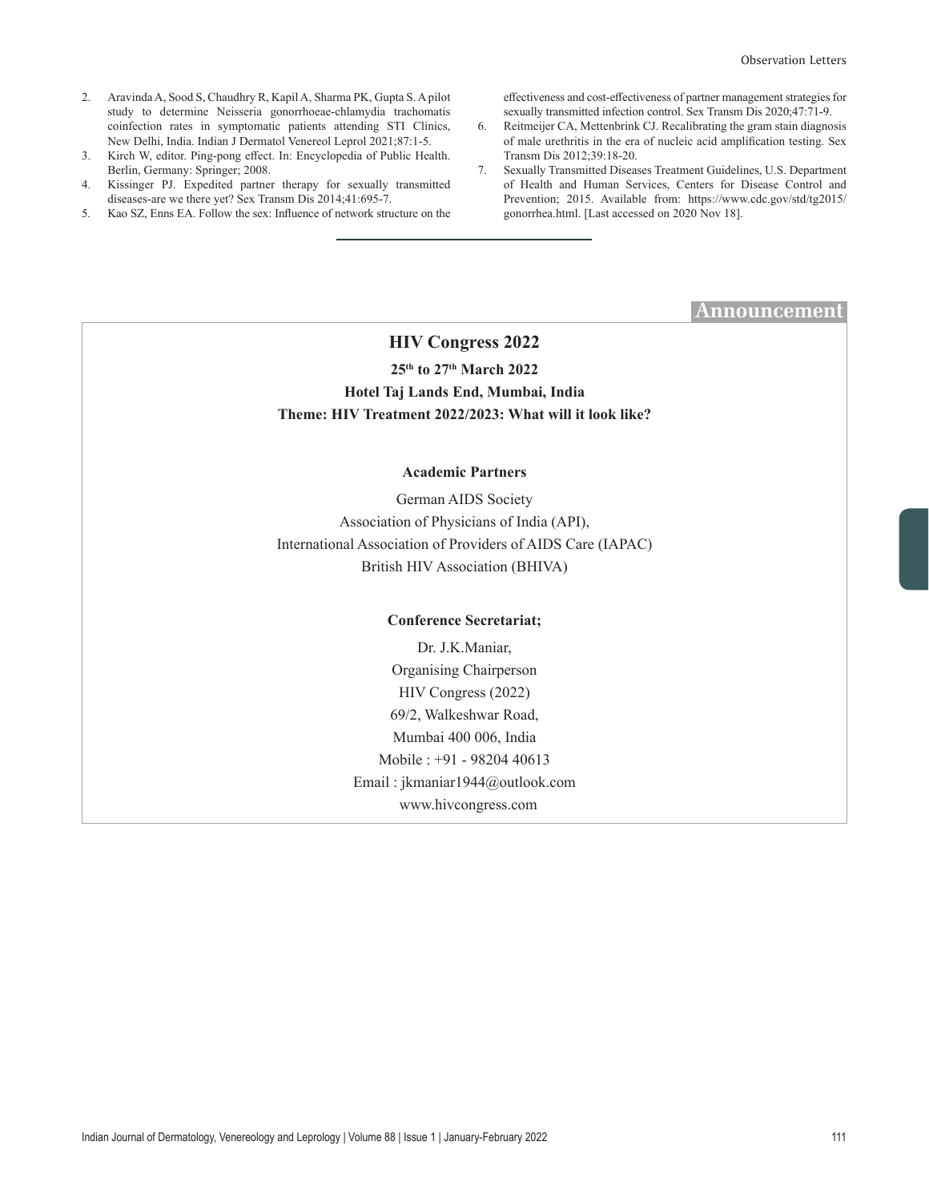2. Aravinda A, Sood S, Chaudhry R, Kapil A, Sharma PK, Gupta S. A pilot study to determine Neisseria gonorrhoeae-chlamydia trachomatis coinfection rates in symptomatic patients attending STI Clinics, New Delhi, India. Indian J Dermatol Venereol Leprol 2021;87:1-5.
3. Kirch W, editor. Ping-pong effect. In: Encyclopedia of Public Health. Berlin, Germany: Springer; 2008.
4. Kissinger PJ. Expedited partner therapy for sexually transmitted diseases-are we there yet? Sex Transm Dis 2014;41:695-7.
5. Kao SZ, Enns EA. Follow the sex: Influence of network structure on the effectiveness and cost-effectiveness of partner management strategies for sexually transmitted infection control. Sex Transm Dis 2020;47:71-9.
6. Reitmeijer CA, Mettenbrink CJ. Recalibrating the gram stain diagnosis of male urethritis in the era of nucleic acid amplification testing. Sex Transm Dis 2012;39:18-20.
7. Sexually Transmitted Diseases Treatment Guidelines, U.S. Department of Health and Human Services, Centers for Disease Control and Prevention; 2015. Available from: https://www.cdc.gov/std/tg2015/gonorrhea.html. [Last accessed on 2020 Nov 18].

## Announcement

### HIV Congress 2022

**25th to 27th March 2022**

**Hotel Taj Lands End, Mumbai, India**

**Theme: HIV Treatment 2022/2023: What will it look like?**

**Academic Partners**

German AIDS Society

Association of Physicians of India (API),

International Association of Providers of AIDS Care (IAPAC)

British HIV Association (BHIVA)

**Conference Secretariat;**

Dr. J.K.Maniar,

Organising Chairperson

HIV Congress (2022)

69/2, Walkeshwar Road,

Mumbai 400 006, India

Mobile : +91 - 98204 40613

Email : jkmaniar1944@outlook.com

www.hivcongress.com